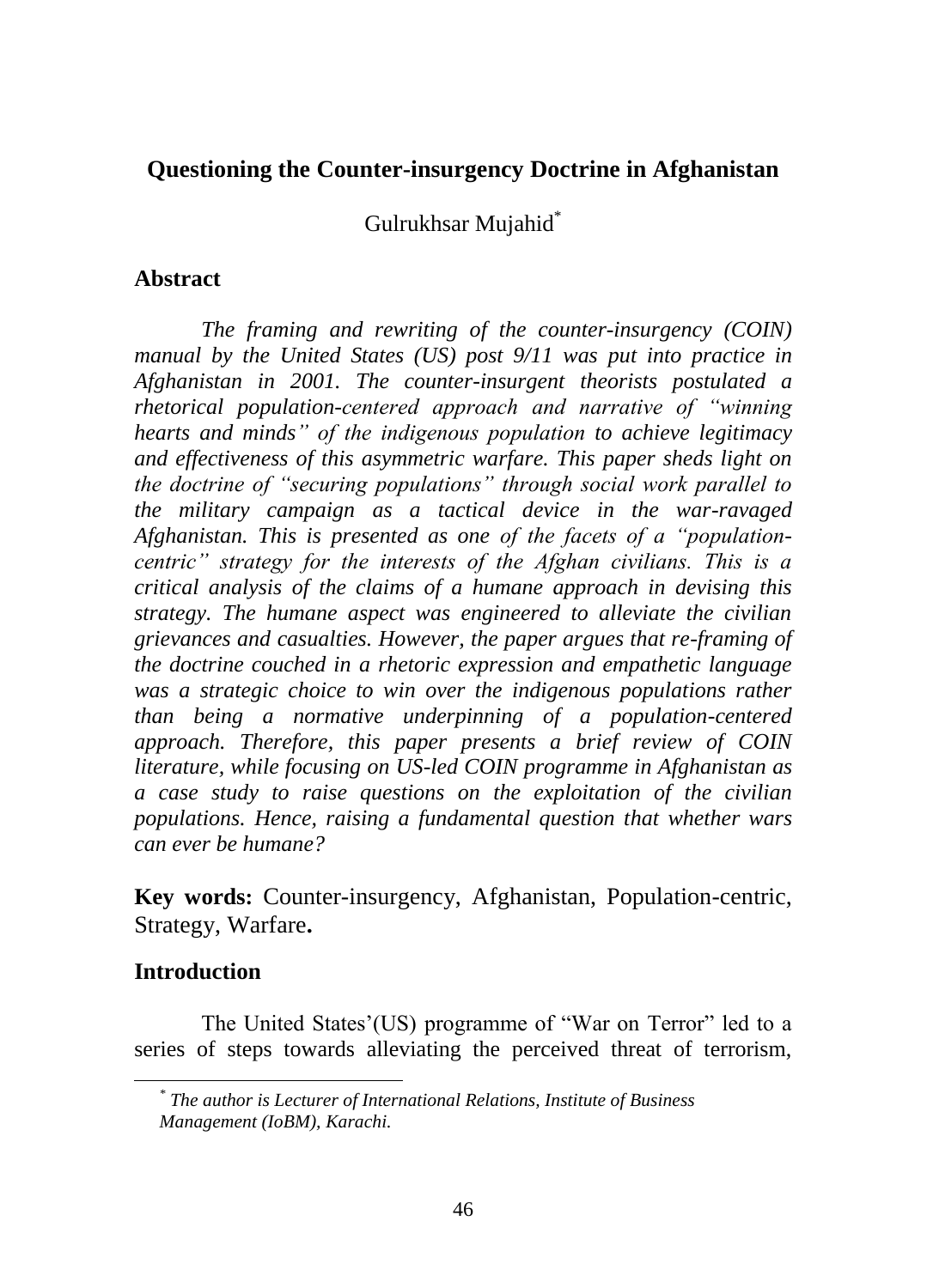# Questioning the Counter-insurgency Doctrine in Afghanistan

Gulrukhsar Mujahid[*]

## Abstract

*The framing and rewriting of the counter-insurgency (COIN) manual by the United States (US) post 9/11 was put into practice in Afghanistan in 2001. The counter-insurgent theorists postulated a rhetorical population-centered approach and narrative of "winning hearts and minds" of the indigenous population to achieve legitimacy and effectiveness of this asymmetric warfare. This paper sheds light on the doctrine of "securing populations" through social work parallel to the military campaign as a tactical device in the war-ravaged Afghanistan. This is presented as one of the facets of a "population-centric" strategy for the interests of the Afghan civilians. This is a critical analysis of the claims of a humane approach in devising this strategy. The humane aspect was engineered to alleviate the civilian grievances and casualties. However, the paper argues that re-framing of the doctrine couched in a rhetoric expression and empathetic language was a strategic choice to win over the indigenous populations rather than being a normative underpinning of a population-centered approach. Therefore, this paper presents a brief review of COIN literature, while focusing on US-led COIN programme in Afghanistan as a case study to raise questions on the exploitation of the civilian populations. Hence, raising a fundamental question that whether wars can ever be humane?*

**Key words:** Counter-insurgency, Afghanistan, Population-centric, Strategy, Warfare**.**

## Introduction

The United States'(US) programme of "War on Terror" led to a series of steps towards alleviating the perceived threat of terrorism,

[*] *The author is Lecturer of International Relations, Institute of Business Management (IoBM), Karachi.*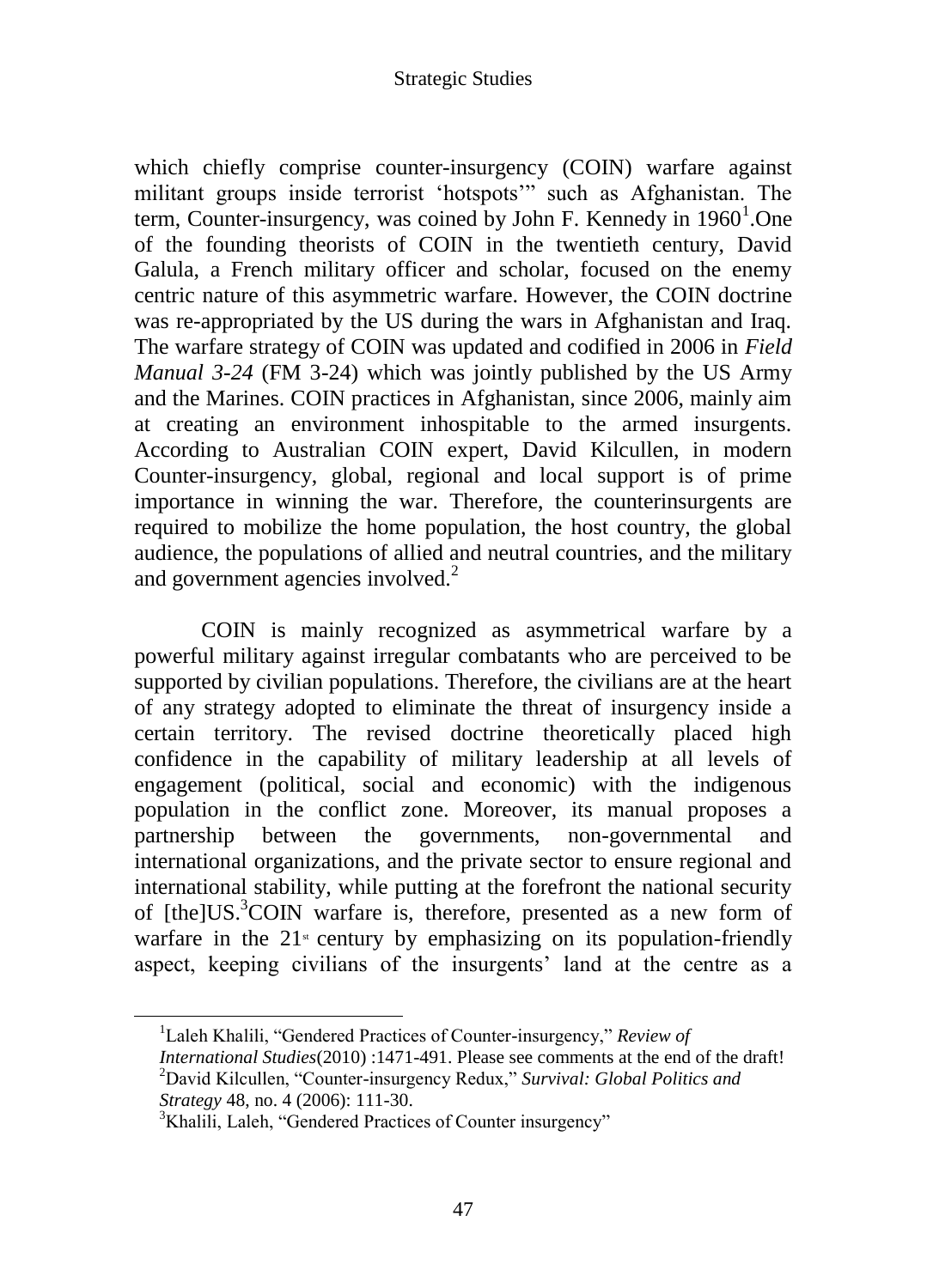which chiefly comprise counter-insurgency (COIN) warfare against militant groups inside terrorist 'hotspots'" such as Afghanistan. The term, Counter-insurgency, was coined by John F. Kennedy in 1960[1].One of the founding theorists of COIN in the twentieth century, David Galula, a French military officer and scholar, focused on the enemy centric nature of this asymmetric warfare. However, the COIN doctrine was re-appropriated by the US during the wars in Afghanistan and Iraq. The warfare strategy of COIN was updated and codified in 2006 in *Field Manual 3-24* (FM 3-24) which was jointly published by the US Army and the Marines. COIN practices in Afghanistan, since 2006, mainly aim at creating an environment inhospitable to the armed insurgents. According to Australian COIN expert, David Kilcullen, in modern Counter-insurgency, global, regional and local support is of prime importance in winning the war. Therefore, the counterinsurgents are required to mobilize the home population, the host country, the global audience, the populations of allied and neutral countries, and the military and government agencies involved.[2]

COIN is mainly recognized as asymmetrical warfare by a powerful military against irregular combatants who are perceived to be supported by civilian populations. Therefore, the civilians are at the heart of any strategy adopted to eliminate the threat of insurgency inside a certain territory. The revised doctrine theoretically placed high confidence in the capability of military leadership at all levels of engagement (political, social and economic) with the indigenous population in the conflict zone. Moreover, its manual proposes a partnership between the governments, non-governmental and international organizations, and the private sector to ensure regional and international stability, while putting at the forefront the national security of [the]US.[3]COIN warfare is, therefore, presented as a new form of warfare in the 21st century by emphasizing on its population-friendly aspect, keeping civilians of the insurgents' land at the centre as a

---

[1]Laleh Khalili, "Gendered Practices of Counter-insurgency," *Review of International Studies*(2010) :1471-491. Please see comments at the end of the draft!

[2]David Kilcullen, "Counter-insurgency Redux," *Survival: Global Politics and Strategy* 48, no. 4 (2006): 111-30.

[3]Khalili, Laleh, "Gendered Practices of Counter insurgency"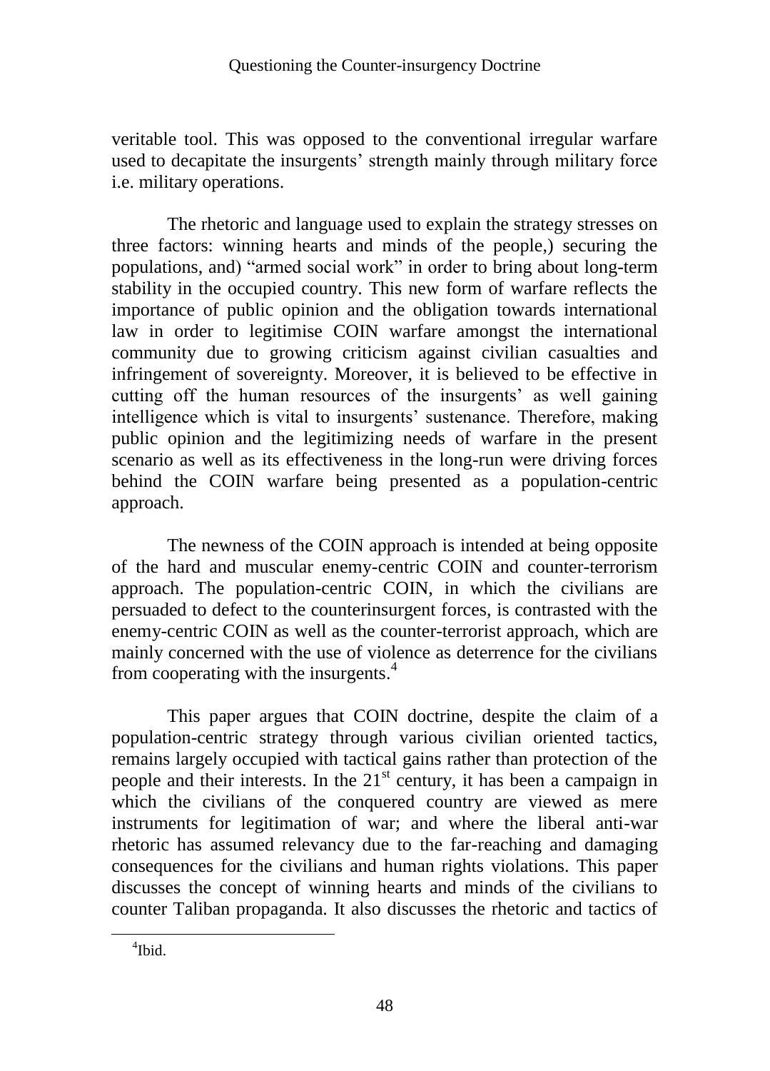veritable tool. This was opposed to the conventional irregular warfare used to decapitate the insurgents' strength mainly through military force i.e. military operations.

The rhetoric and language used to explain the strategy stresses on three factors: winning hearts and minds of the people,) securing the populations, and) "armed social work" in order to bring about long-term stability in the occupied country. This new form of warfare reflects the importance of public opinion and the obligation towards international law in order to legitimise COIN warfare amongst the international community due to growing criticism against civilian casualties and infringement of sovereignty. Moreover, it is believed to be effective in cutting off the human resources of the insurgents' as well gaining intelligence which is vital to insurgents' sustenance. Therefore, making public opinion and the legitimizing needs of warfare in the present scenario as well as its effectiveness in the long-run were driving forces behind the COIN warfare being presented as a population-centric approach.

The newness of the COIN approach is intended at being opposite of the hard and muscular enemy-centric COIN and counter-terrorism approach. The population-centric COIN, in which the civilians are persuaded to defect to the counterinsurgent forces, is contrasted with the enemy-centric COIN as well as the counter-terrorist approach, which are mainly concerned with the use of violence as deterrence for the civilians from cooperating with the insurgents.[4]

This paper argues that COIN doctrine, despite the claim of a population-centric strategy through various civilian oriented tactics, remains largely occupied with tactical gains rather than protection of the people and their interests. In the 21st century, it has been a campaign in which the civilians of the conquered country are viewed as mere instruments for legitimation of war; and where the liberal anti-war rhetoric has assumed relevancy due to the far-reaching and damaging consequences for the civilians and human rights violations. This paper discusses the concept of winning hearts and minds of the civilians to counter Taliban propaganda. It also discusses the rhetoric and tactics of

[4] Ibid.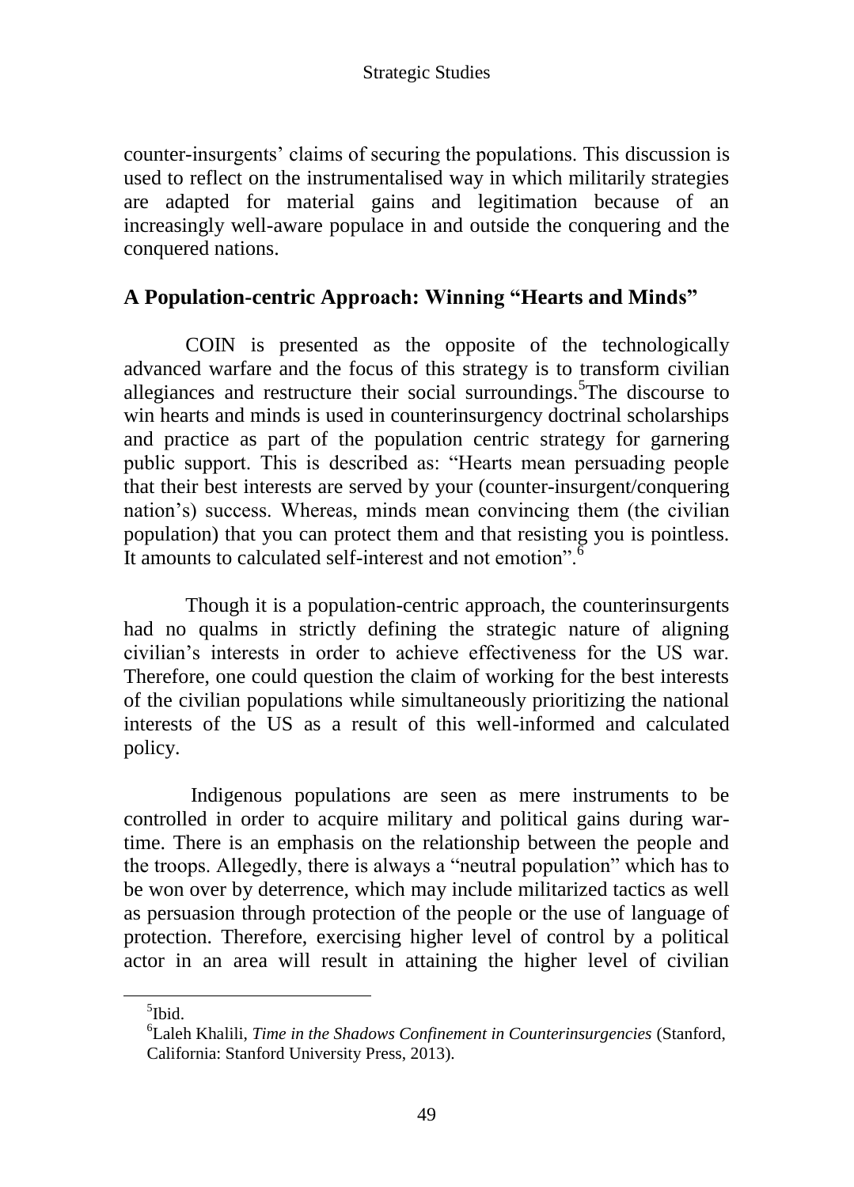counter-insurgents' claims of securing the populations. This discussion is used to reflect on the instrumentalised way in which militarily strategies are adapted for material gains and legitimation because of an increasingly well-aware populace in and outside the conquering and the conquered nations.

## A Population-centric Approach: Winning "Hearts and Minds"

COIN is presented as the opposite of the technologically advanced warfare and the focus of this strategy is to transform civilian allegiances and restructure their social surroundings.[5] The discourse to win hearts and minds is used in counterinsurgency doctrinal scholarships and practice as part of the population centric strategy for garnering public support. This is described as: "Hearts mean persuading people that their best interests are served by your (counter-insurgent/conquering nation's) success. Whereas, minds mean convincing them (the civilian population) that you can protect them and that resisting you is pointless. It amounts to calculated self-interest and not emotion".[6]

Though it is a population-centric approach, the counterinsurgents had no qualms in strictly defining the strategic nature of aligning civilian's interests in order to achieve effectiveness for the US war. Therefore, one could question the claim of working for the best interests of the civilian populations while simultaneously prioritizing the national interests of the US as a result of this well-informed and calculated policy.

Indigenous populations are seen as mere instruments to be controlled in order to acquire military and political gains during war-time. There is an emphasis on the relationship between the people and the troops. Allegedly, there is always a "neutral population" which has to be won over by deterrence, which may include militarized tactics as well as persuasion through protection of the people or the use of language of protection. Therefore, exercising higher level of control by a political actor in an area will result in attaining the higher level of civilian

---

[5] Ibid.

[6] Laleh Khalili, *Time in the Shadows Confinement in Counterinsurgencies* (Stanford, California: Stanford University Press, 2013).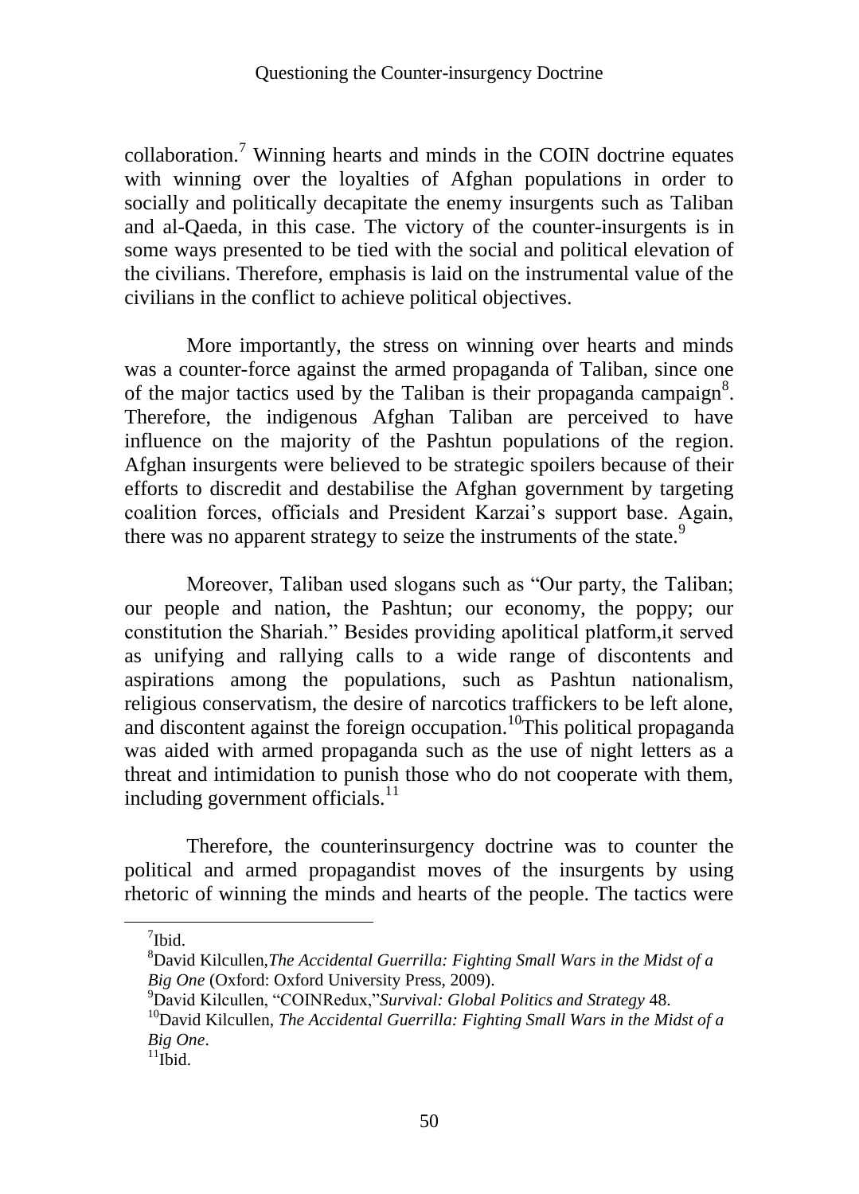collaboration.[7] Winning hearts and minds in the COIN doctrine equates with winning over the loyalties of Afghan populations in order to socially and politically decapitate the enemy insurgents such as Taliban and al-Qaeda, in this case. The victory of the counter-insurgents is in some ways presented to be tied with the social and political elevation of the civilians. Therefore, emphasis is laid on the instrumental value of the civilians in the conflict to achieve political objectives.

More importantly, the stress on winning over hearts and minds was a counter-force against the armed propaganda of Taliban, since one of the major tactics used by the Taliban is their propaganda campaign[8]. Therefore, the indigenous Afghan Taliban are perceived to have influence on the majority of the Pashtun populations of the region. Afghan insurgents were believed to be strategic spoilers because of their efforts to discredit and destabilise the Afghan government by targeting coalition forces, officials and President Karzai's support base. Again, there was no apparent strategy to seize the instruments of the state.[9]

Moreover, Taliban used slogans such as "Our party, the Taliban; our people and nation, the Pashtun; our economy, the poppy; our constitution the Shariah." Besides providing apolitical platform,it served as unifying and rallying calls to a wide range of discontents and aspirations among the populations, such as Pashtun nationalism, religious conservatism, the desire of narcotics traffickers to be left alone, and discontent against the foreign occupation.[10]This political propaganda was aided with armed propaganda such as the use of night letters as a threat and intimidation to punish those who do not cooperate with them, including government officials.[11]

Therefore, the counterinsurgency doctrine was to counter the political and armed propagandist moves of the insurgents by using rhetoric of winning the minds and hearts of the people. The tactics were

---

[7]Ibid.

[8]David Kilcullen,*The Accidental Guerrilla: Fighting Small Wars in the Midst of a Big One* (Oxford: Oxford University Press, 2009).

[9]David Kilcullen, "COINRedux,"*Survival: Global Politics and Strategy* 48.

[10]David Kilcullen, *The Accidental Guerrilla: Fighting Small Wars in the Midst of a Big One*.

[11]Ibid.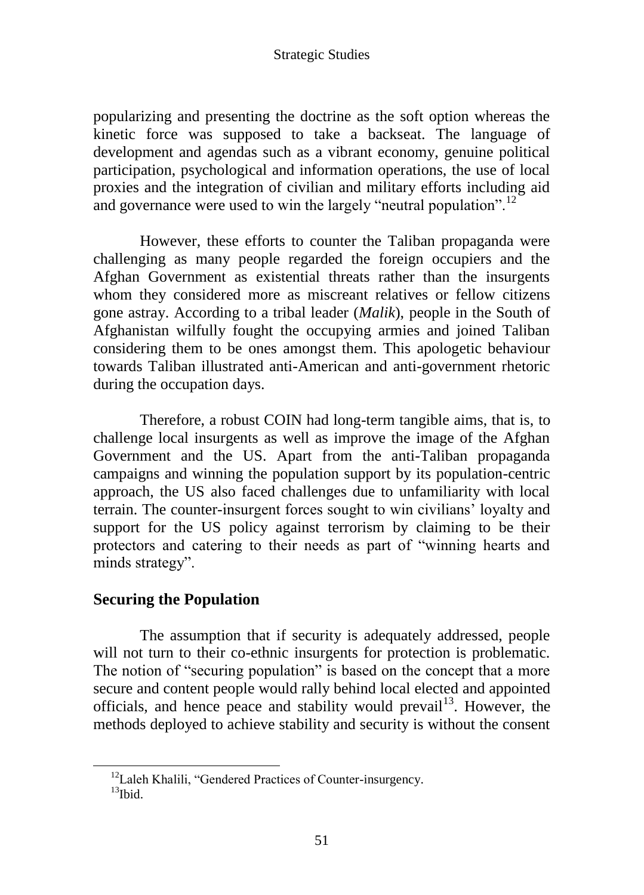popularizing and presenting the doctrine as the soft option whereas the kinetic force was supposed to take a backseat. The language of development and agendas such as a vibrant economy, genuine political participation, psychological and information operations, the use of local proxies and the integration of civilian and military efforts including aid and governance were used to win the largely "neutral population".[12]

However, these efforts to counter the Taliban propaganda were challenging as many people regarded the foreign occupiers and the Afghan Government as existential threats rather than the insurgents whom they considered more as miscreant relatives or fellow citizens gone astray. According to a tribal leader (*Malik*), people in the South of Afghanistan wilfully fought the occupying armies and joined Taliban considering them to be ones amongst them. This apologetic behaviour towards Taliban illustrated anti-American and anti-government rhetoric during the occupation days.

Therefore, a robust COIN had long-term tangible aims, that is, to challenge local insurgents as well as improve the image of the Afghan Government and the US. Apart from the anti-Taliban propaganda campaigns and winning the population support by its population-centric approach, the US also faced challenges due to unfamiliarity with local terrain. The counter-insurgent forces sought to win civilians' loyalty and support for the US policy against terrorism by claiming to be their protectors and catering to their needs as part of "winning hearts and minds strategy".

## Securing the Population

The assumption that if security is adequately addressed, people will not turn to their co-ethnic insurgents for protection is problematic. The notion of "securing population" is based on the concept that a more secure and content people would rally behind local elected and appointed officials, and hence peace and stability would prevail[13]. However, the methods deployed to achieve stability and security is without the consent

---

[12] Laleh Khalili, "Gendered Practices of Counter-insurgency.

[13] Ibid.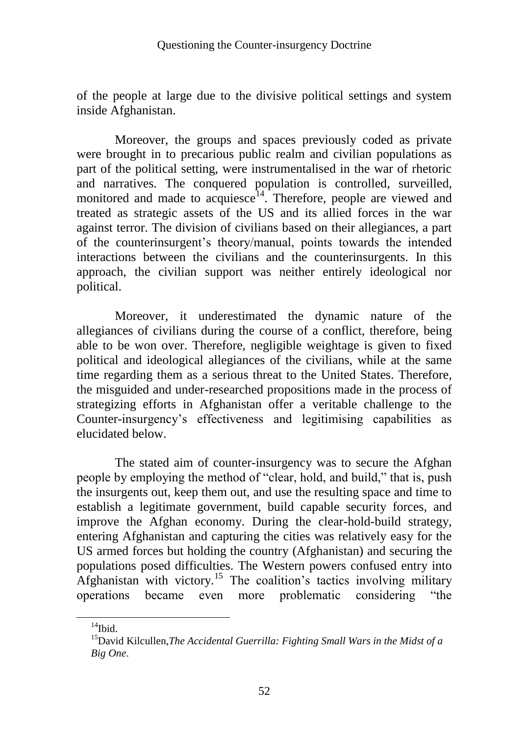of the people at large due to the divisive political settings and system inside Afghanistan.

Moreover, the groups and spaces previously coded as private were brought in to precarious public realm and civilian populations as part of the political setting, were instrumentalised in the war of rhetoric and narratives. The conquered population is controlled, surveilled, monitored and made to acquiesce[14]. Therefore, people are viewed and treated as strategic assets of the US and its allied forces in the war against terror. The division of civilians based on their allegiances, a part of the counterinsurgent's theory/manual, points towards the intended interactions between the civilians and the counterinsurgents. In this approach, the civilian support was neither entirely ideological nor political.

Moreover, it underestimated the dynamic nature of the allegiances of civilians during the course of a conflict, therefore, being able to be won over. Therefore, negligible weightage is given to fixed political and ideological allegiances of the civilians, while at the same time regarding them as a serious threat to the United States. Therefore, the misguided and under-researched propositions made in the process of strategizing efforts in Afghanistan offer a veritable challenge to the Counter-insurgency's effectiveness and legitimising capabilities as elucidated below.

The stated aim of counter-insurgency was to secure the Afghan people by employing the method of "clear, hold, and build," that is, push the insurgents out, keep them out, and use the resulting space and time to establish a legitimate government, build capable security forces, and improve the Afghan economy. During the clear-hold-build strategy, entering Afghanistan and capturing the cities was relatively easy for the US armed forces but holding the country (Afghanistan) and securing the populations posed difficulties. The Western powers confused entry into Afghanistan with victory.[15] The coalition's tactics involving military operations became even more problematic considering "the

[14]Ibid.

[15]David Kilcullen, *The Accidental Guerrilla: Fighting Small Wars in the Midst of a Big One*.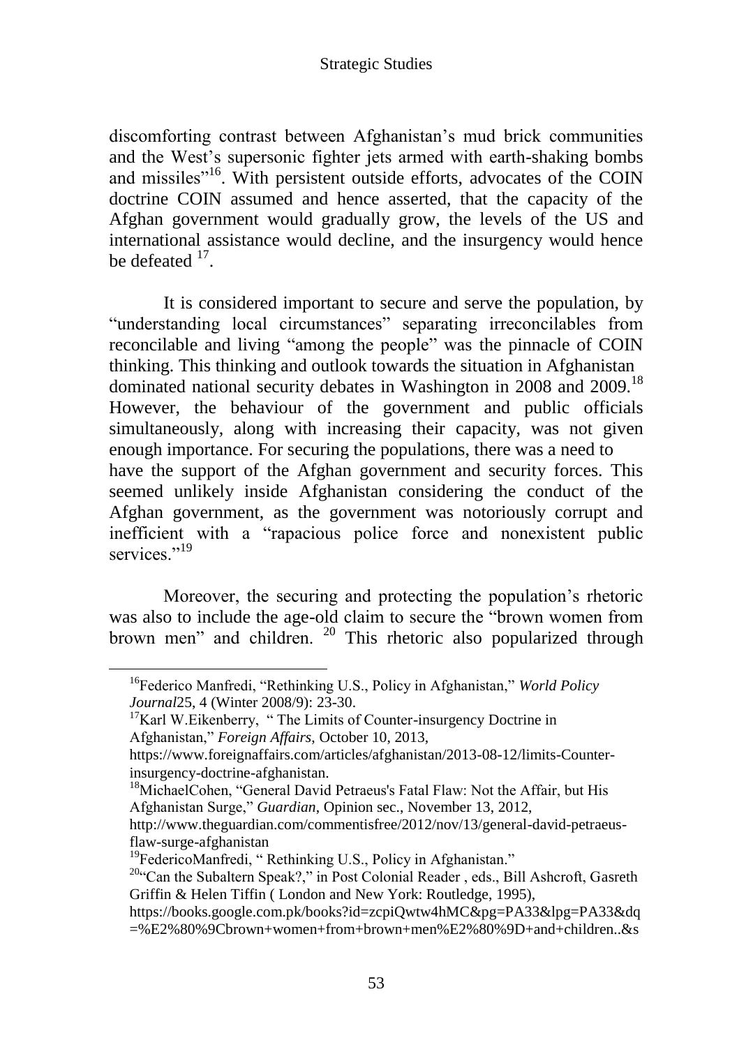discomforting contrast between Afghanistan's mud brick communities and the West's supersonic fighter jets armed with earth-shaking bombs and missiles"[16]. With persistent outside efforts, advocates of the COIN doctrine COIN assumed and hence asserted, that the capacity of the Afghan government would gradually grow, the levels of the US and international assistance would decline, and the insurgency would hence be defeated [17].

It is considered important to secure and serve the population, by "understanding local circumstances" separating irreconcilables from reconcilable and living "among the people" was the pinnacle of COIN thinking. This thinking and outlook towards the situation in Afghanistan dominated national security debates in Washington in 2008 and 2009.[18] However, the behaviour of the government and public officials simultaneously, along with increasing their capacity, was not given enough importance. For securing the populations, there was a need to have the support of the Afghan government and security forces. This seemed unlikely inside Afghanistan considering the conduct of the Afghan government, as the government was notoriously corrupt and inefficient with a "rapacious police force and nonexistent public services."[19]

Moreover, the securing and protecting the population's rhetoric was also to include the age-old claim to secure the "brown women from brown men" and children. [20] This rhetoric also popularized through

---

[16]Federico Manfredi, "Rethinking U.S., Policy in Afghanistan," *World Policy Journal*25, 4 (Winter 2008/9): 23-30.

[17]Karl W.Eikenberry, " The Limits of Counter-insurgency Doctrine in Afghanistan," *Foreign Affairs*, October 10, 2013, https://www.foreignaffairs.com/articles/afghanistan/2013-08-12/limits-Counter-insurgency-doctrine-afghanistan.

[18]MichaelCohen, "General David Petraeus's Fatal Flaw: Not the Affair, but His Afghanistan Surge," *Guardian*, Opinion sec., November 13, 2012, http://www.theguardian.com/commentisfree/2012/nov/13/general-david-petraeus-flaw-surge-afghanistan

[19]FedericoManfredi, " Rethinking U.S., Policy in Afghanistan."

[20]"Can the Subaltern Speak?," in Post Colonial Reader , eds., Bill Ashcroft, Gasreth Griffin & Helen Tiffin ( London and New York: Routledge, 1995), https://books.google.com.pk/books?id=zcpiQwtw4hMC&pg=PA33&lpg=PA33&dq=%E2%80%9Cbrown+women+from+brown+men%E2%80%9D+and+children..&s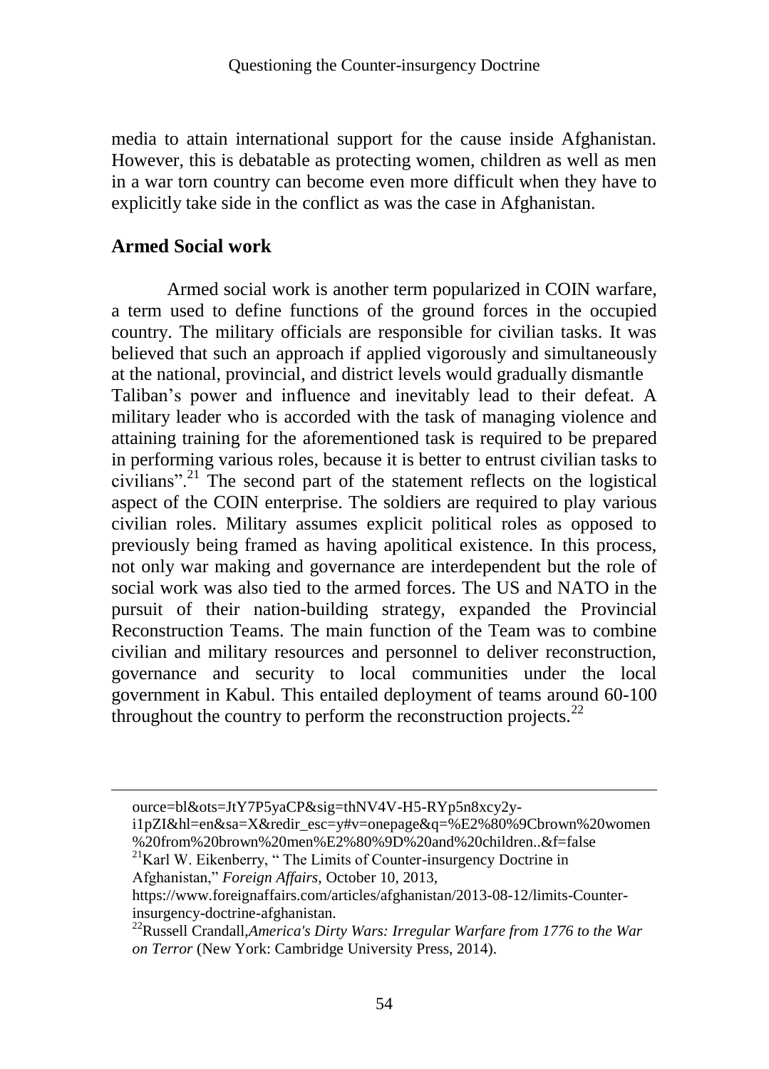media to attain international support for the cause inside Afghanistan. However, this is debatable as protecting women, children as well as men in a war torn country can become even more difficult when they have to explicitly take side in the conflict as was the case in Afghanistan.

## Armed Social work

Armed social work is another term popularized in COIN warfare, a term used to define functions of the ground forces in the occupied country. The military officials are responsible for civilian tasks. It was believed that such an approach if applied vigorously and simultaneously at the national, provincial, and district levels would gradually dismantle Taliban's power and influence and inevitably lead to their defeat. A military leader who is accorded with the task of managing violence and attaining training for the aforementioned task is required to be prepared in performing various roles, because it is better to entrust civilian tasks to civilians".[21] The second part of the statement reflects on the logistical aspect of the COIN enterprise. The soldiers are required to play various civilian roles. Military assumes explicit political roles as opposed to previously being framed as having apolitical existence. In this process, not only war making and governance are interdependent but the role of social work was also tied to the armed forces. The US and NATO in the pursuit of their nation-building strategy, expanded the Provincial Reconstruction Teams. The main function of the Team was to combine civilian and military resources and personnel to deliver reconstruction, governance and security to local communities under the local government in Kabul. This entailed deployment of teams around 60-100 throughout the country to perform the reconstruction projects.[22]

---

ource=bl&ots=JtY7P5yaCP&sig=thNV4V-H5-RYp5n8xcy2y-i1pZI&hl=en&sa=X&redir_esc=y#v=onepage&q=%E2%80%9Cbrown%20women%20from%20brown%20men%E2%80%9D%20and%20children..&f=false

[21] Karl W. Eikenberry, " The Limits of Counter-insurgency Doctrine in Afghanistan," *Foreign Affairs*, October 10, 2013, https://www.foreignaffairs.com/articles/afghanistan/2013-08-12/limits-Counter-insurgency-doctrine-afghanistan.

[22] Russell Crandall,*America's Dirty Wars: Irregular Warfare from 1776 to the War on Terror* (New York: Cambridge University Press, 2014).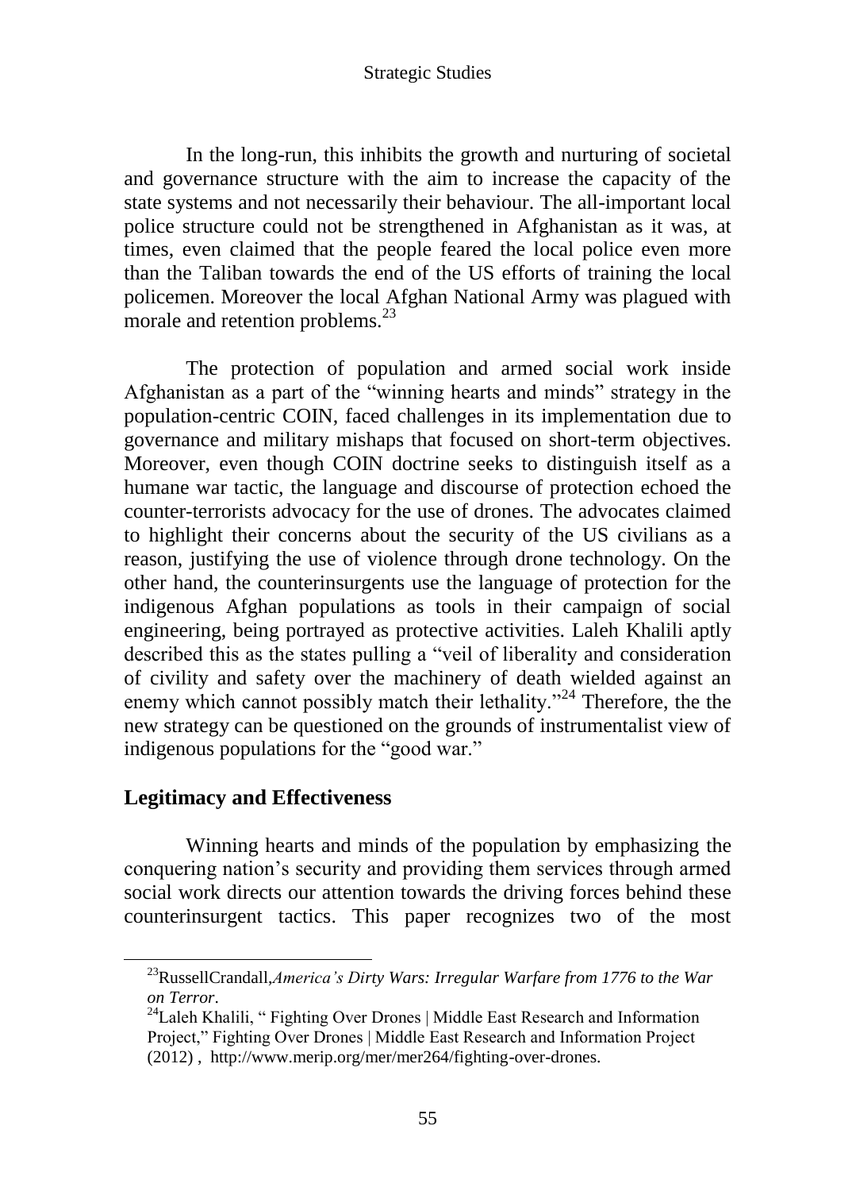In the long-run, this inhibits the growth and nurturing of societal and governance structure with the aim to increase the capacity of the state systems and not necessarily their behaviour. The all-important local police structure could not be strengthened in Afghanistan as it was, at times, even claimed that the people feared the local police even more than the Taliban towards the end of the US efforts of training the local policemen. Moreover the local Afghan National Army was plagued with morale and retention problems.[23]

The protection of population and armed social work inside Afghanistan as a part of the "winning hearts and minds" strategy in the population-centric COIN, faced challenges in its implementation due to governance and military mishaps that focused on short-term objectives. Moreover, even though COIN doctrine seeks to distinguish itself as a humane war tactic, the language and discourse of protection echoed the counter-terrorists advocacy for the use of drones. The advocates claimed to highlight their concerns about the security of the US civilians as a reason, justifying the use of violence through drone technology. On the other hand, the counterinsurgents use the language of protection for the indigenous Afghan populations as tools in their campaign of social engineering, being portrayed as protective activities. Laleh Khalili aptly described this as the states pulling a "veil of liberality and consideration of civility and safety over the machinery of death wielded against an enemy which cannot possibly match their lethality."[24] Therefore, the the new strategy can be questioned on the grounds of instrumentalist view of indigenous populations for the "good war."

## Legitimacy and Effectiveness

Winning hearts and minds of the population by emphasizing the conquering nation's security and providing them services through armed social work directs our attention towards the driving forces behind these counterinsurgent tactics. This paper recognizes two of the most

---

[23] RussellCrandall,*America's Dirty Wars: Irregular Warfare from 1776 to the War on Terror*.

[24] Laleh Khalili, " Fighting Over Drones | Middle East Research and Information Project," Fighting Over Drones | Middle East Research and Information Project (2012) , http://www.merip.org/mer/mer264/fighting-over-drones.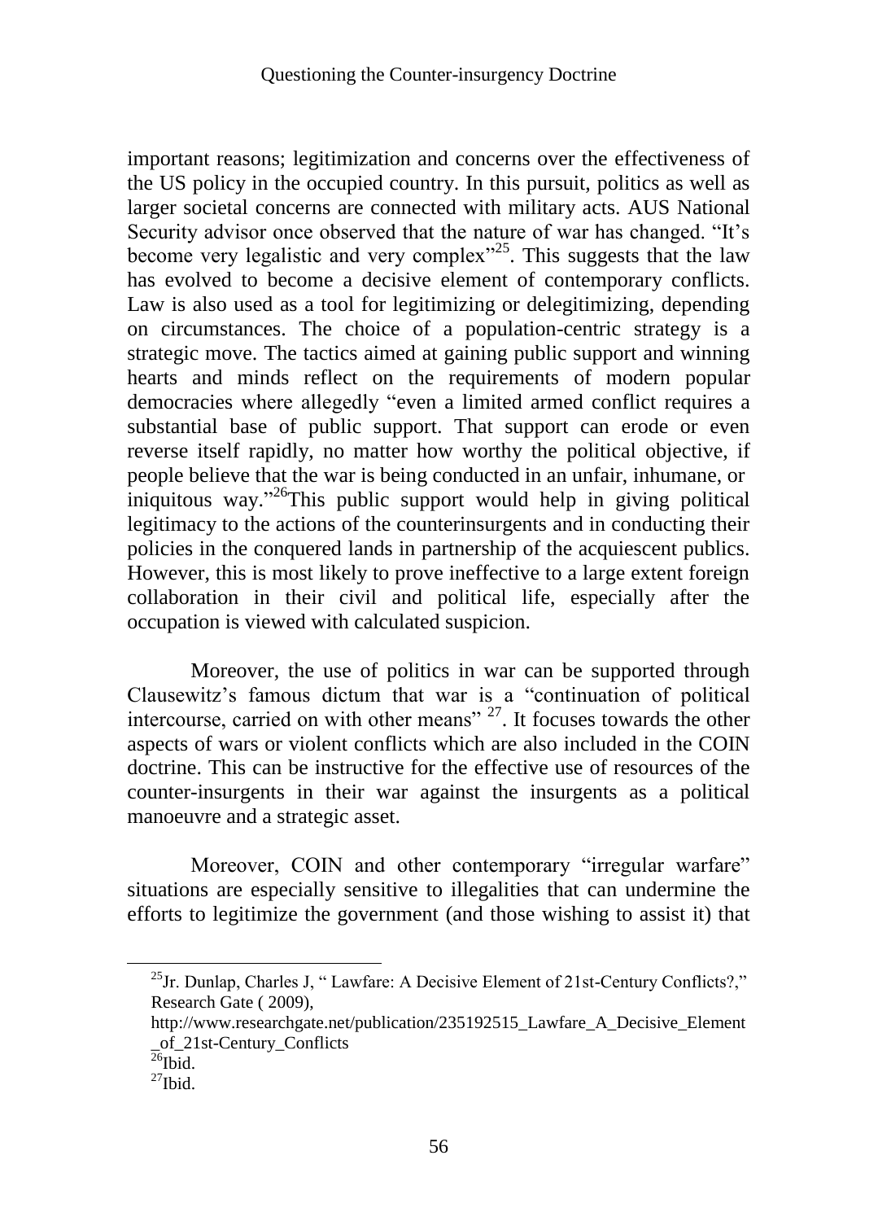important reasons; legitimization and concerns over the effectiveness of the US policy in the occupied country. In this pursuit, politics as well as larger societal concerns are connected with military acts. AUS National Security advisor once observed that the nature of war has changed. "It's become very legalistic and very complex"[25]. This suggests that the law has evolved to become a decisive element of contemporary conflicts. Law is also used as a tool for legitimizing or delegitimizing, depending on circumstances. The choice of a population-centric strategy is a strategic move. The tactics aimed at gaining public support and winning hearts and minds reflect on the requirements of modern popular democracies where allegedly "even a limited armed conflict requires a substantial base of public support. That support can erode or even reverse itself rapidly, no matter how worthy the political objective, if people believe that the war is being conducted in an unfair, inhumane, or iniquitous way."[26]This public support would help in giving political legitimacy to the actions of the counterinsurgents and in conducting their policies in the conquered lands in partnership of the acquiescent publics. However, this is most likely to prove ineffective to a large extent foreign collaboration in their civil and political life, especially after the occupation is viewed with calculated suspicion.

Moreover, the use of politics in war can be supported through Clausewitz's famous dictum that war is a "continuation of political intercourse, carried on with other means" [27]. It focuses towards the other aspects of wars or violent conflicts which are also included in the COIN doctrine. This can be instructive for the effective use of resources of the counter-insurgents in their war against the insurgents as a political manoeuvre and a strategic asset.

Moreover, COIN and other contemporary "irregular warfare" situations are especially sensitive to illegalities that can undermine the efforts to legitimize the government (and those wishing to assist it) that

---

[25]Jr. Dunlap, Charles J, " Lawfare: A Decisive Element of 21st-Century Conflicts?," Research Gate ( 2009), http://www.researchgate.net/publication/235192515_Lawfare_A_Decisive_Element_of_21st-Century_Conflicts

[26]Ibid.

[27]Ibid.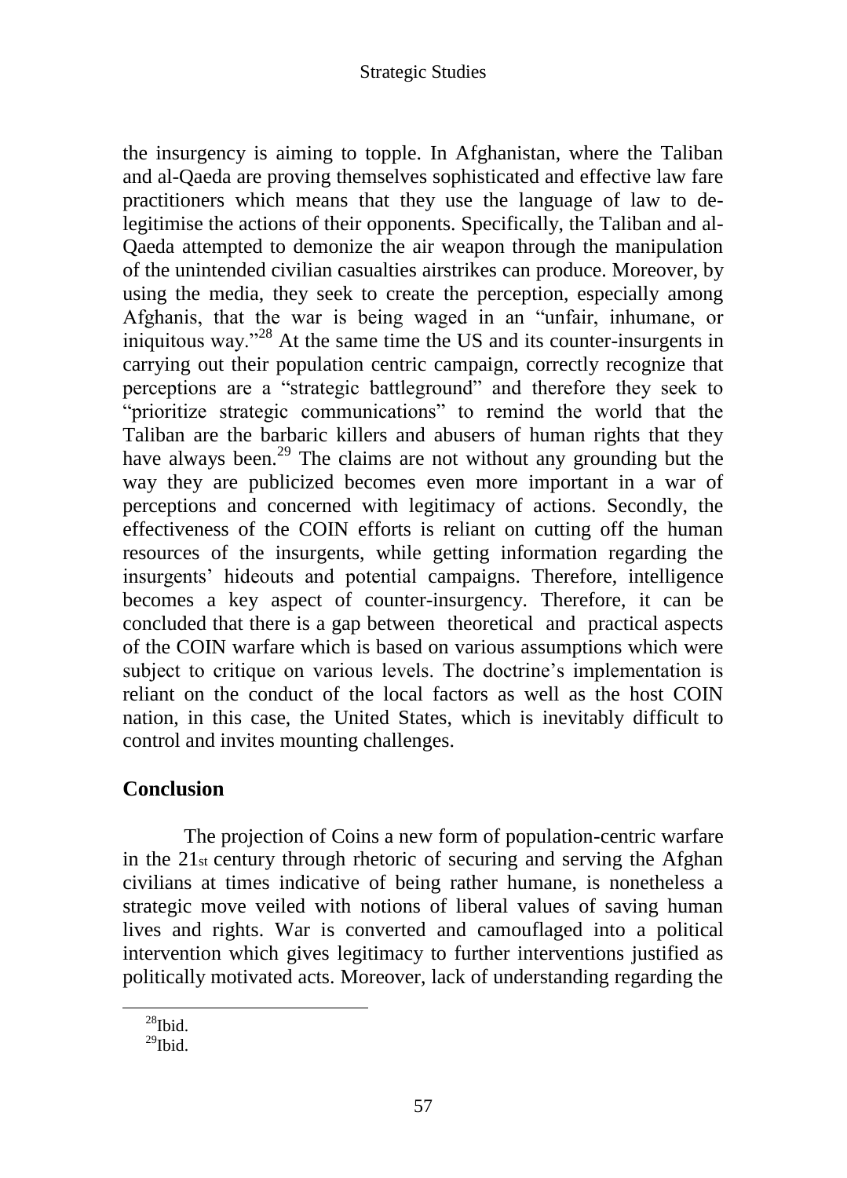the insurgency is aiming to topple. In Afghanistan, where the Taliban and al-Qaeda are proving themselves sophisticated and effective law fare practitioners which means that they use the language of law to de-legitimise the actions of their opponents. Specifically, the Taliban and al-Qaeda attempted to demonize the air weapon through the manipulation of the unintended civilian casualties airstrikes can produce. Moreover, by using the media, they seek to create the perception, especially among Afghanis, that the war is being waged in an "unfair, inhumane, or iniquitous way."[28] At the same time the US and its counter-insurgents in carrying out their population centric campaign, correctly recognize that perceptions are a "strategic battleground" and therefore they seek to "prioritize strategic communications" to remind the world that the Taliban are the barbaric killers and abusers of human rights that they have always been.[29] The claims are not without any grounding but the way they are publicized becomes even more important in a war of perceptions and concerned with legitimacy of actions. Secondly, the effectiveness of the COIN efforts is reliant on cutting off the human resources of the insurgents, while getting information regarding the insurgents' hideouts and potential campaigns. Therefore, intelligence becomes a key aspect of counter-insurgency. Therefore, it can be concluded that there is a gap between theoretical and practical aspects of the COIN warfare which is based on various assumptions which were subject to critique on various levels. The doctrine's implementation is reliant on the conduct of the local factors as well as the host COIN nation, in this case, the United States, which is inevitably difficult to control and invites mounting challenges.

## Conclusion

The projection of Coins a new form of population-centric warfare in the 21st century through rhetoric of securing and serving the Afghan civilians at times indicative of being rather humane, is nonetheless a strategic move veiled with notions of liberal values of saving human lives and rights. War is converted and camouflaged into a political intervention which gives legitimacy to further interventions justified as politically motivated acts. Moreover, lack of understanding regarding the

[28] Ibid.

[29] Ibid.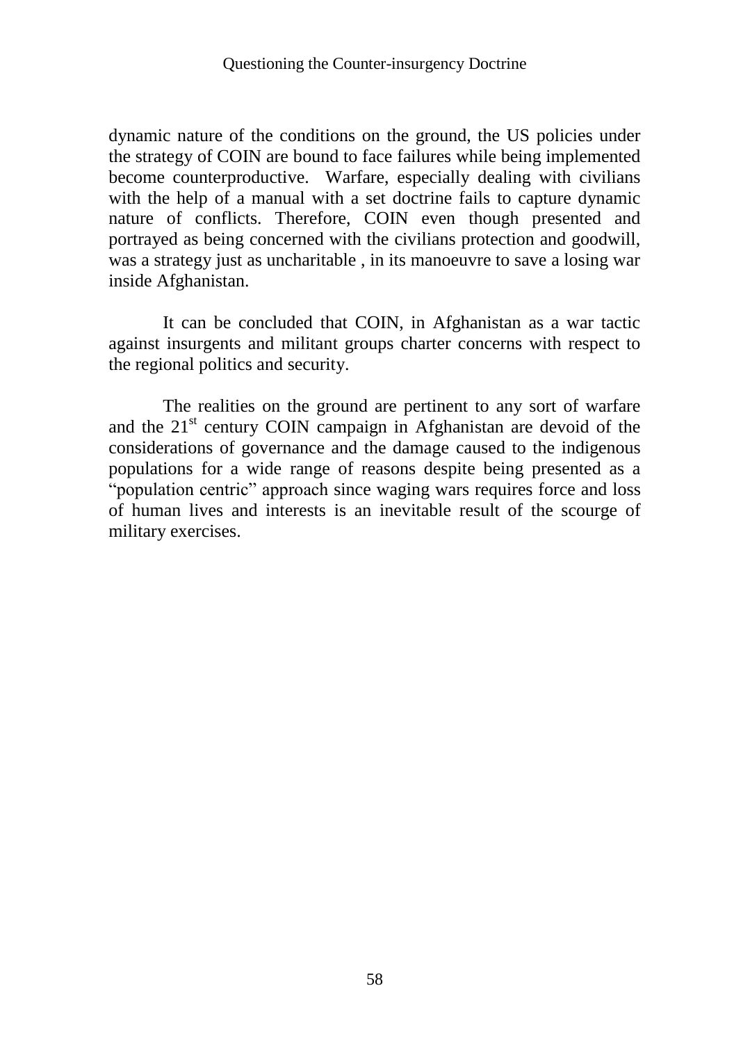dynamic nature of the conditions on the ground, the US policies under the strategy of COIN are bound to face failures while being implemented become counterproductive. Warfare, especially dealing with civilians with the help of a manual with a set doctrine fails to capture dynamic nature of conflicts. Therefore, COIN even though presented and portrayed as being concerned with the civilians protection and goodwill, was a strategy just as uncharitable , in its manoeuvre to save a losing war inside Afghanistan.

It can be concluded that COIN, in Afghanistan as a war tactic against insurgents and militant groups charter concerns with respect to the regional politics and security.

The realities on the ground are pertinent to any sort of warfare and the 21st century COIN campaign in Afghanistan are devoid of the considerations of governance and the damage caused to the indigenous populations for a wide range of reasons despite being presented as a "population centric" approach since waging wars requires force and loss of human lives and interests is an inevitable result of the scourge of military exercises.